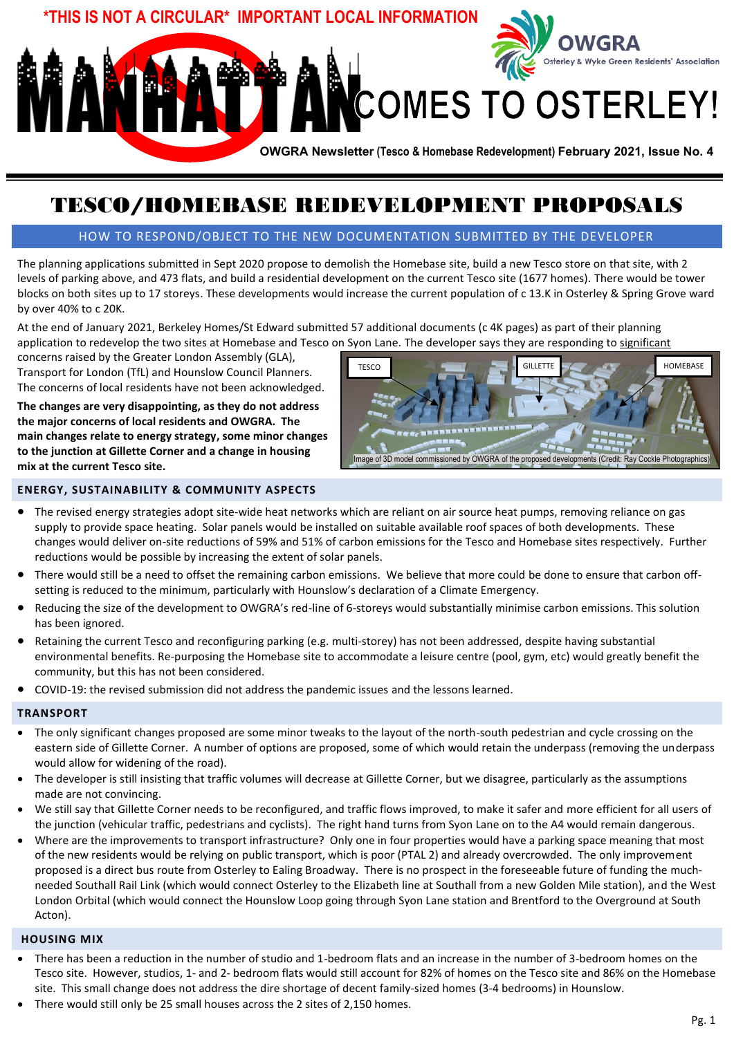**\*THIS IS NOT A CIRCULAR\* IMPORTANT LOCAL INFORMATION**

OWGRA
Osterley & Wyke Green Residents' Association

# MANHATTAN COMES TO OSTERLEY!

**OWGRA Newsletter (Tesco & Homebase Redevelopment) February 2021, Issue No. 4**

# TESCO/HOMEBASE REDEVELOPMENT PROPOSALS

## HOW TO RESPOND/OBJECT TO THE NEW DOCUMENTATION SUBMITTED BY THE DEVELOPER

The planning applications submitted in Sept 2020 propose to demolish the Homebase site, build a new Tesco store on that site, with 2 levels of parking above, and 473 flats, and build a residential development on the current Tesco site (1677 homes). There would be tower blocks on both sites up to 17 storeys. These developments would increase the current population of c 13.K in Osterley & Spring Grove ward by over 40% to c 20K.

At the end of January 2021, Berkeley Homes/St Edward submitted 57 additional documents (c 4K pages) as part of their planning application to redevelop the two sites at Homebase and Tesco on Syon Lane. The developer says they are responding to significant concerns raised by the Greater London Assembly (GLA), Transport for London (TfL) and Hounslow Council Planners. The concerns of local residents have not been acknowledged.

**The changes are very disappointing, as they do not address the major concerns of local residents and OWGRA. The main changes relate to energy strategy, some minor changes to the junction at Gillette Corner and a change in housing mix at the current Tesco site.**

TESCO | GILLETTE | HOMEBASE

Image of 3D model commissioned by OWGRA of the proposed developments (Credit: Ray Cockle Photographics)

### ENERGY, SUSTAINABILITY & COMMUNITY ASPECTS

- The revised energy strategies adopt site-wide heat networks which are reliant on air source heat pumps, removing reliance on gas supply to provide space heating. Solar panels would be installed on suitable available roof spaces of both developments. These changes would deliver on-site reductions of 59% and 51% of carbon emissions for the Tesco and Homebase sites respectively. Further reductions would be possible by increasing the extent of solar panels.
- There would still be a need to offset the remaining carbon emissions. We believe that more could be done to ensure that carbon off-setting is reduced to the minimum, particularly with Hounslow's declaration of a Climate Emergency.
- Reducing the size of the development to OWGRA's red-line of 6-storeys would substantially minimise carbon emissions. This solution has been ignored.
- Retaining the current Tesco and reconfiguring parking (e.g. multi-storey) has not been addressed, despite having substantial environmental benefits. Re-purposing the Homebase site to accommodate a leisure centre (pool, gym, etc) would greatly benefit the community, but this has not been considered.
- COVID-19: the revised submission did not address the pandemic issues and the lessons learned.

### TRANSPORT

- The only significant changes proposed are some minor tweaks to the layout of the north-south pedestrian and cycle crossing on the eastern side of Gillette Corner. A number of options are proposed, some of which would retain the underpass (removing the underpass would allow for widening of the road).
- The developer is still insisting that traffic volumes will decrease at Gillette Corner, but we disagree, particularly as the assumptions made are not convincing.
- We still say that Gillette Corner needs to be reconfigured, and traffic flows improved, to make it safer and more efficient for all users of the junction (vehicular traffic, pedestrians and cyclists). The right hand turns from Syon Lane on to the A4 would remain dangerous.
- Where are the improvements to transport infrastructure? Only one in four properties would have a parking space meaning that most of the new residents would be relying on public transport, which is poor (PTAL 2) and already overcrowded. The only improvement proposed is a direct bus route from Osterley to Ealing Broadway. There is no prospect in the foreseeable future of funding the much-needed Southall Rail Link (which would connect Osterley to the Elizabeth line at Southall from a new Golden Mile station), and the West London Orbital (which would connect the Hounslow Loop going through Syon Lane station and Brentford to the Overground at South Acton).

### HOUSING MIX

- There has been a reduction in the number of studio and 1-bedroom flats and an increase in the number of 3-bedroom homes on the Tesco site. However, studios, 1- and 2- bedroom flats would still account for 82% of homes on the Tesco site and 86% on the Homebase site. This small change does not address the dire shortage of decent family-sized homes (3-4 bedrooms) in Hounslow.
- There would still only be 25 small houses across the 2 sites of 2,150 homes.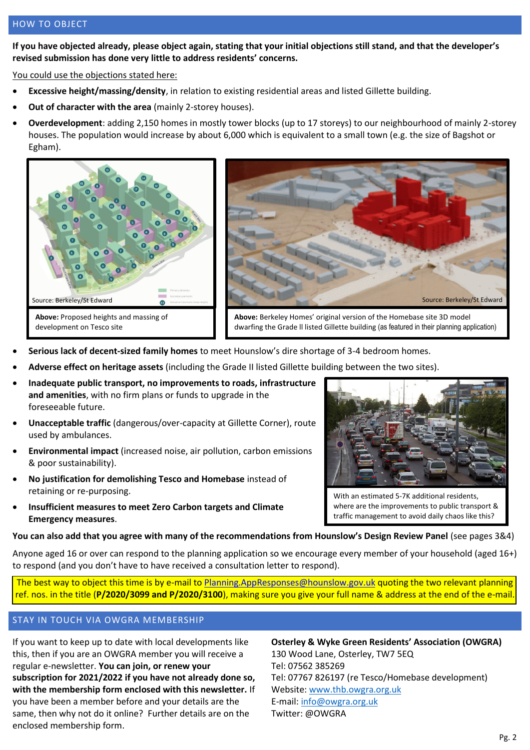## HOW TO OBJECT

**If you have objected already, please object again, stating that your initial objections still stand, and that the developer's revised submission has done very little to address residents' concerns.**

You could use the objections stated here:

- **Excessive height/massing/density**, in relation to existing residential areas and listed Gillette building.
- **Out of character with the area** (mainly 2-storey houses).
- **Overdevelopment**: adding 2,150 homes in mostly tower blocks (up to 17 storeys) to our neighbourhood of mainly 2-storey houses. The population would increase by about 6,000 which is equivalent to a small town (e.g. the size of Bagshot or Egham).

Source: Berkeley/St Edward

**Above:** Proposed heights and massing of development on Tesco site

Source: Berkeley/St Edward

**Above:** Berkeley Homes' original version of the Homebase site 3D model dwarfing the Grade II listed Gillette building (as featured in their planning application)

- **Serious lack of decent-sized family homes** to meet Hounslow's dire shortage of 3-4 bedroom homes.
- **Adverse effect on heritage assets** (including the Grade II listed Gillette building between the two sites).
- **Inadequate public transport, no improvements to roads, infrastructure and amenities**, with no firm plans or funds to upgrade in the foreseeable future.
- **Unacceptable traffic** (dangerous/over-capacity at Gillette Corner), route used by ambulances.
- **Environmental impact** (increased noise, air pollution, carbon emissions & poor sustainability).
- **No justification for demolishing Tesco and Homebase** instead of retaining or re-purposing.
- **Insufficient measures to meet Zero Carbon targets and Climate Emergency measures**.

With an estimated 5-7K additional residents, where are the improvements to public transport & traffic management to avoid daily chaos like this?

**You can also add that you agree with many of the recommendations from Hounslow's Design Review Panel** (see pages 3&4)

Anyone aged 16 or over can respond to the planning application so we encourage every member of your household (aged 16+) to respond (and you don't have to have received a consultation letter to respond).

The best way to object this time is by e-mail to Planning.AppResponses@hounslow.gov.uk quoting the two relevant planning ref. nos. in the title (**P/2020/3099 and P/2020/3100**), making sure you give your full name & address at the end of the e-mail.

## STAY IN TOUCH VIA OWGRA MEMBERSHIP

If you want to keep up to date with local developments like this, then if you are an OWGRA member you will receive a regular e-newsletter. **You can join, or renew your subscription for 2021/2022 if you have not already done so, with the membership form enclosed with this newsletter.** If you have been a member before and your details are the same, then why not do it online? Further details are on the enclosed membership form.

**Osterley & Wyke Green Residents' Association (OWGRA)**
130 Wood Lane, Osterley, TW7 5EQ
Tel: 07562 385269
Tel: 07767 826197 (re Tesco/Homebase development)
Website: www.thb.owgra.org.uk
E-mail: info@owgra.org.uk
Twitter: @OWGRA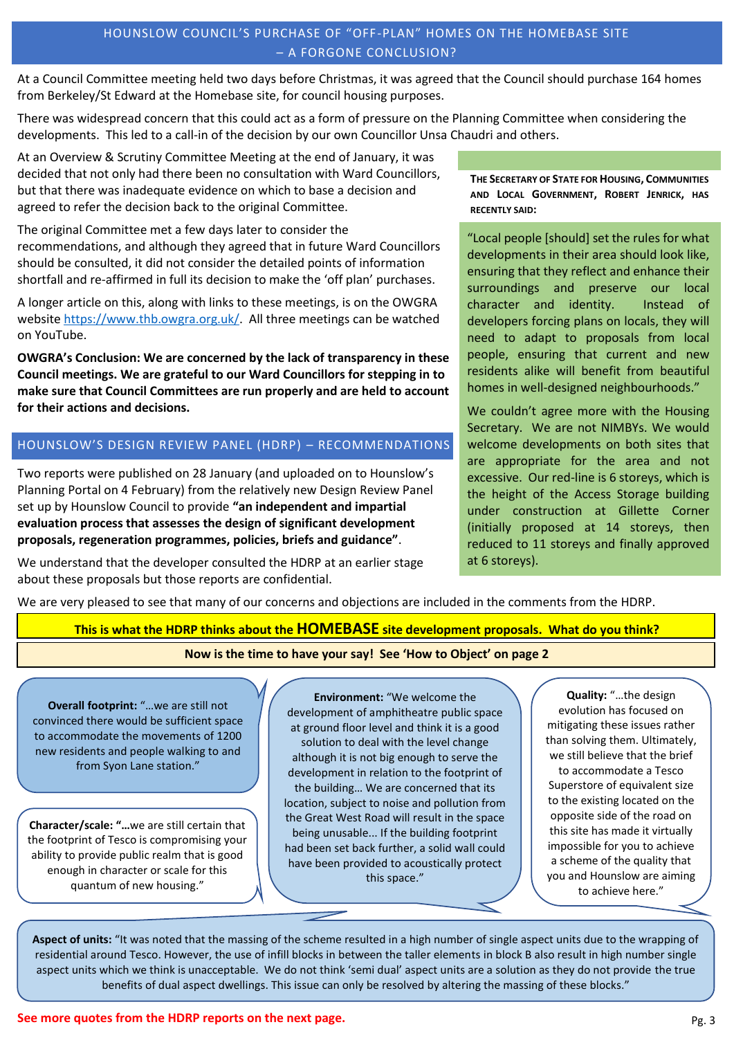## HOUNSLOW COUNCIL'S PURCHASE OF "OFF-PLAN" HOMES ON THE HOMEBASE SITE – A FORGONE CONCLUSION?

At a Council Committee meeting held two days before Christmas, it was agreed that the Council should purchase 164 homes from Berkeley/St Edward at the Homebase site, for council housing purposes.

There was widespread concern that this could act as a form of pressure on the Planning Committee when considering the developments. This led to a call-in of the decision by our own Councillor Unsa Chaudri and others.

At an Overview & Scrutiny Committee Meeting at the end of January, it was decided that not only had there been no consultation with Ward Councillors, but that there was inadequate evidence on which to base a decision and agreed to refer the decision back to the original Committee.

The original Committee met a few days later to consider the recommendations, and although they agreed that in future Ward Councillors should be consulted, it did not consider the detailed points of information shortfall and re-affirmed in full its decision to make the 'off plan' purchases.

A longer article on this, along with links to these meetings, is on the OWGRA website https://www.thb.owgra.org.uk/. All three meetings can be watched on YouTube.

**OWGRA's Conclusion: We are concerned by the lack of transparency in these Council meetings. We are grateful to our Ward Councillors for stepping in to make sure that Council Committees are run properly and are held to account for their actions and decisions.**

**THE SECRETARY OF STATE FOR HOUSING, COMMUNITIES AND LOCAL GOVERNMENT, ROBERT JENRICK, HAS RECENTLY SAID:**

"Local people [should] set the rules for what developments in their area should look like, ensuring that they reflect and enhance their surroundings and preserve our local character and identity. Instead of developers forcing plans on locals, they will need to adapt to proposals from local people, ensuring that current and new residents alike will benefit from beautiful homes in well-designed neighbourhoods."

We couldn't agree more with the Housing Secretary. We are not NIMBYs. We would welcome developments on both sites that are appropriate for the area and not excessive. Our red-line is 6 storeys, which is the height of the Access Storage building under construction at Gillette Corner (initially proposed at 14 storeys, then reduced to 11 storeys and finally approved at 6 storeys).

## HOUNSLOW'S DESIGN REVIEW PANEL (HDRP) – RECOMMENDATIONS

Two reports were published on 28 January (and uploaded on to Hounslow's Planning Portal on 4 February) from the relatively new Design Review Panel set up by Hounslow Council to provide **"an independent and impartial evaluation process that assesses the design of significant development proposals, regeneration programmes, policies, briefs and guidance"**.

We understand that the developer consulted the HDRP at an earlier stage about these proposals but those reports are confidential.

We are very pleased to see that many of our concerns and objections are included in the comments from the HDRP.

**This is what the HDRP thinks about the HOMEBASE site development proposals. What do you think?**

**Now is the time to have your say! See 'How to Object' on page 2**

**Overall footprint:** "…we are still not convinced there would be sufficient space to accommodate the movements of 1200 new residents and people walking to and from Syon Lane station."

**Character/scale: "…**we are still certain that the footprint of Tesco is compromising your ability to provide public realm that is good enough in character or scale for this quantum of new housing."

**Environment:** "We welcome the development of amphitheatre public space at ground floor level and think it is a good solution to deal with the level change although it is not big enough to serve the development in relation to the footprint of the building… We are concerned that its location, subject to noise and pollution from the Great West Road will result in the space being unusable... If the building footprint had been set back further, a solid wall could have been provided to acoustically protect this space."

**Quality:** "…the design evolution has focused on mitigating these issues rather than solving them. Ultimately, we still believe that the brief to accommodate a Tesco Superstore of equivalent size to the existing located on the opposite side of the road on this site has made it virtually impossible for you to achieve a scheme of the quality that you and Hounslow are aiming to achieve here."

**Aspect of units:** "It was noted that the massing of the scheme resulted in a high number of single aspect units due to the wrapping of residential around Tesco. However, the use of infill blocks in between the taller elements in block B also result in high number single aspect units which we think is unacceptable. We do not think 'semi dual' aspect units are a solution as they do not provide the true benefits of dual aspect dwellings. This issue can only be resolved by altering the massing of these blocks."

**See more quotes from the HDRP reports on the next page.**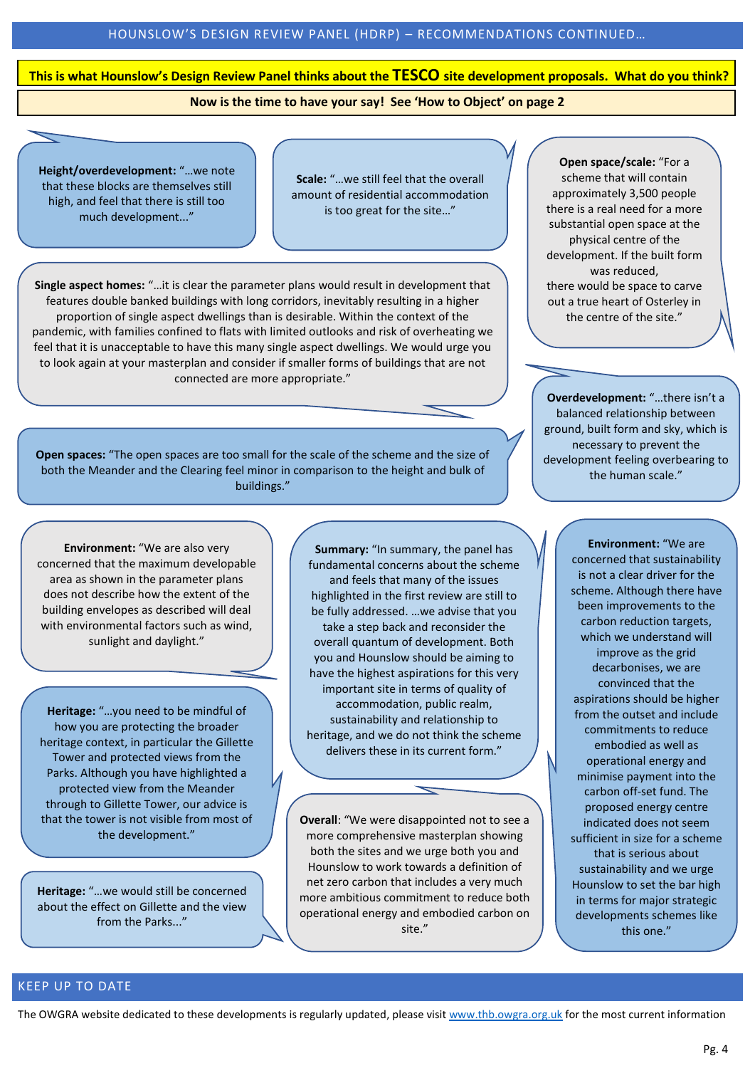## HOUNSLOW'S DESIGN REVIEW PANEL (HDRP) – RECOMMENDATIONS CONTINUED…

**This is what Hounslow's Design Review Panel thinks about the TESCO site development proposals. What do you think?**

**Now is the time to have your say! See 'How to Object' on page 2**

**Height/overdevelopment:** "…we note that these blocks are themselves still high, and feel that there is still too much development..."

**Scale:** "…we still feel that the overall amount of residential accommodation is too great for the site…"

**Open space/scale:** "For a scheme that will contain approximately 3,500 people there is a real need for a more substantial open space at the physical centre of the development. If the built form was reduced, there would be space to carve out a true heart of Osterley in the centre of the site."

**Single aspect homes:** "…it is clear the parameter plans would result in development that features double banked buildings with long corridors, inevitably resulting in a higher proportion of single aspect dwellings than is desirable. Within the context of the pandemic, with families confined to flats with limited outlooks and risk of overheating we feel that it is unacceptable to have this many single aspect dwellings. We would urge you to look again at your masterplan and consider if smaller forms of buildings that are not connected are more appropriate."

**Overdevelopment:** "…there isn't a balanced relationship between ground, built form and sky, which is necessary to prevent the development feeling overbearing to the human scale."

**Open spaces:** "The open spaces are too small for the scale of the scheme and the size of both the Meander and the Clearing feel minor in comparison to the height and bulk of buildings."

**Environment:** "We are also very concerned that the maximum developable area as shown in the parameter plans does not describe how the extent of the building envelopes as described will deal with environmental factors such as wind, sunlight and daylight."

**Summary:** "In summary, the panel has fundamental concerns about the scheme and feels that many of the issues highlighted in the first review are still to be fully addressed. …we advise that you take a step back and reconsider the overall quantum of development. Both you and Hounslow should be aiming to have the highest aspirations for this very important site in terms of quality of accommodation, public realm, sustainability and relationship to heritage, and we do not think the scheme delivers these in its current form."

**Environment:** "We are concerned that sustainability is not a clear driver for the scheme. Although there have been improvements to the carbon reduction targets, which we understand will improve as the grid decarbonises, we are convinced that the aspirations should be higher from the outset and include commitments to reduce embodied as well as operational energy and minimise payment into the carbon off-set fund. The proposed energy centre indicated does not seem sufficient in size for a scheme that is serious about sustainability and we urge Hounslow to set the bar high in terms for major strategic developments schemes like this one."

**Heritage:** "…you need to be mindful of how you are protecting the broader heritage context, in particular the Gillette Tower and protected views from the Parks. Although you have highlighted a protected view from the Meander through to Gillette Tower, our advice is that the tower is not visible from most of the development."

**Overall**: "We were disappointed not to see a more comprehensive masterplan showing both the sites and we urge both you and Hounslow to work towards a definition of net zero carbon that includes a very much more ambitious commitment to reduce both operational energy and embodied carbon on site."

**Heritage:** "…we would still be concerned about the effect on Gillette and the view from the Parks..."

## KEEP UP TO DATE

The OWGRA website dedicated to these developments is regularly updated, please visit [www.thb.owgra.org.uk](www.thb.owgra.org.uk) for the most current information